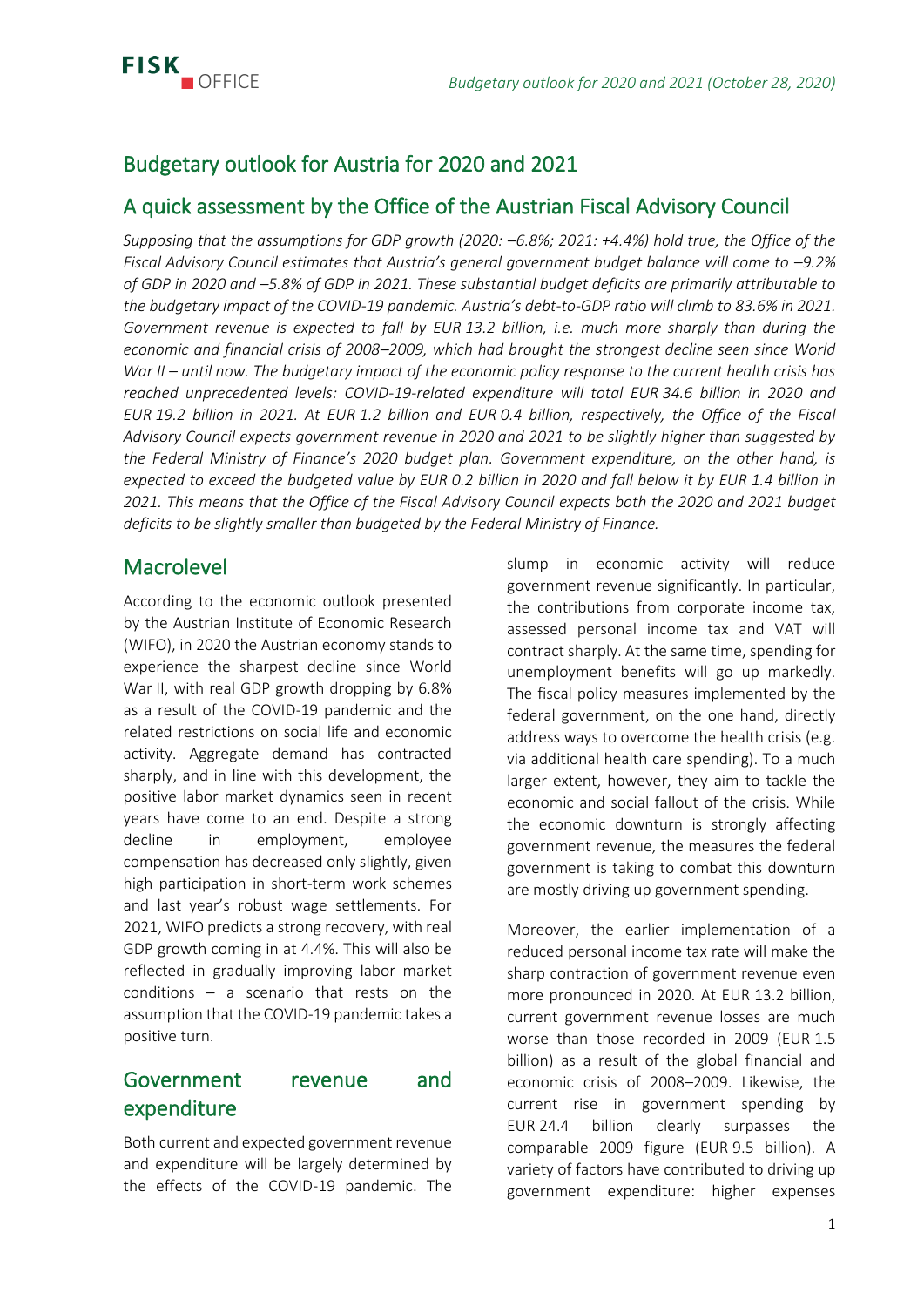# Budgetary outlook for Austria for 2020 and 2021

## A quick assessment by the Office of the Austrian Fiscal Advisory Council

*Supposing that the assumptions for GDP growth (2020: –6.8%; 2021: +4.4%) hold true, the Office of the Fiscal Advisory Council estimates that Austria's general government budget balance will come to –9.2% of GDP in 2020 and –5.8% of GDP in 2021. These substantial budget deficits are primarily attributable to the budgetary impact of the COVID-19 pandemic. Austria's debt-to-GDP ratio will climb to 83.6% in 2021. Government revenue is expected to fall by EUR 13.2 billion, i.e. much more sharply than during the economic and financial crisis of 2008–2009, which had brought the strongest decline seen since World War II – until now. The budgetary impact of the economic policy response to the current health crisis has reached unprecedented levels: COVID-19-related expenditure will total EUR 34.6 billion in 2020 and EUR 19.2 billion in 2021. At EUR 1.2 billion and EUR 0.4 billion, respectively, the Office of the Fiscal Advisory Council expects government revenue in 2020 and 2021 to be slightly higher than suggested by the Federal Ministry of Finance's 2020 budget plan. Government expenditure, on the other hand, is expected to exceed the budgeted value by EUR 0.2 billion in 2020 and fall below it by EUR 1.4 billion in 2021. This means that the Office of the Fiscal Advisory Council expects both the 2020 and 2021 budget deficits to be slightly smaller than budgeted by the Federal Ministry of Finance.*

## Macrolevel

According to the economic outlook presented by the Austrian Institute of Economic Research (WIFO), in 2020 the Austrian economy stands to experience the sharpest decline since World War II, with real GDP growth dropping by 6.8% as a result of the COVID-19 pandemic and the related restrictions on social life and economic activity. Aggregate demand has contracted sharply, and in line with this development, the positive labor market dynamics seen in recent years have come to an end. Despite a strong decline in employment, employee compensation has decreased only slightly, given high participation in short-term work schemes and last year's robust wage settlements. For 2021, WIFO predicts a strong recovery, with real GDP growth coming in at 4.4%. This will also be reflected in gradually improving labor market conditions – a scenario that rests on the assumption that the COVID-19 pandemic takes a positive turn.

## Government revenue and expenditure

Both current and expected government revenue and expenditure will be largely determined by the effects of the COVID-19 pandemic. The slump in economic activity will reduce government revenue significantly. In particular, the contributions from corporate income tax, assessed personal income tax and VAT will contract sharply. At the same time, spending for unemployment benefits will go up markedly. The fiscal policy measures implemented by the federal government, on the one hand, directly address ways to overcome the health crisis (e.g. via additional health care spending). To a much larger extent, however, they aim to tackle the economic and social fallout of the crisis. While the economic downturn is strongly affecting government revenue, the measures the federal government is taking to combat this downturn are mostly driving up government spending.

Moreover, the earlier implementation of a reduced personal income tax rate will make the sharp contraction of government revenue even more pronounced in 2020. At EUR 13.2 billion, current government revenue losses are much worse than those recorded in 2009 (EUR 1.5 billion) as a result of the global financial and economic crisis of 2008–2009. Likewise, the current rise in government spending by EUR 24.4 billion clearly surpasses the comparable 2009 figure (EUR 9.5 billion). A variety of factors have contributed to driving up government expenditure: higher expenses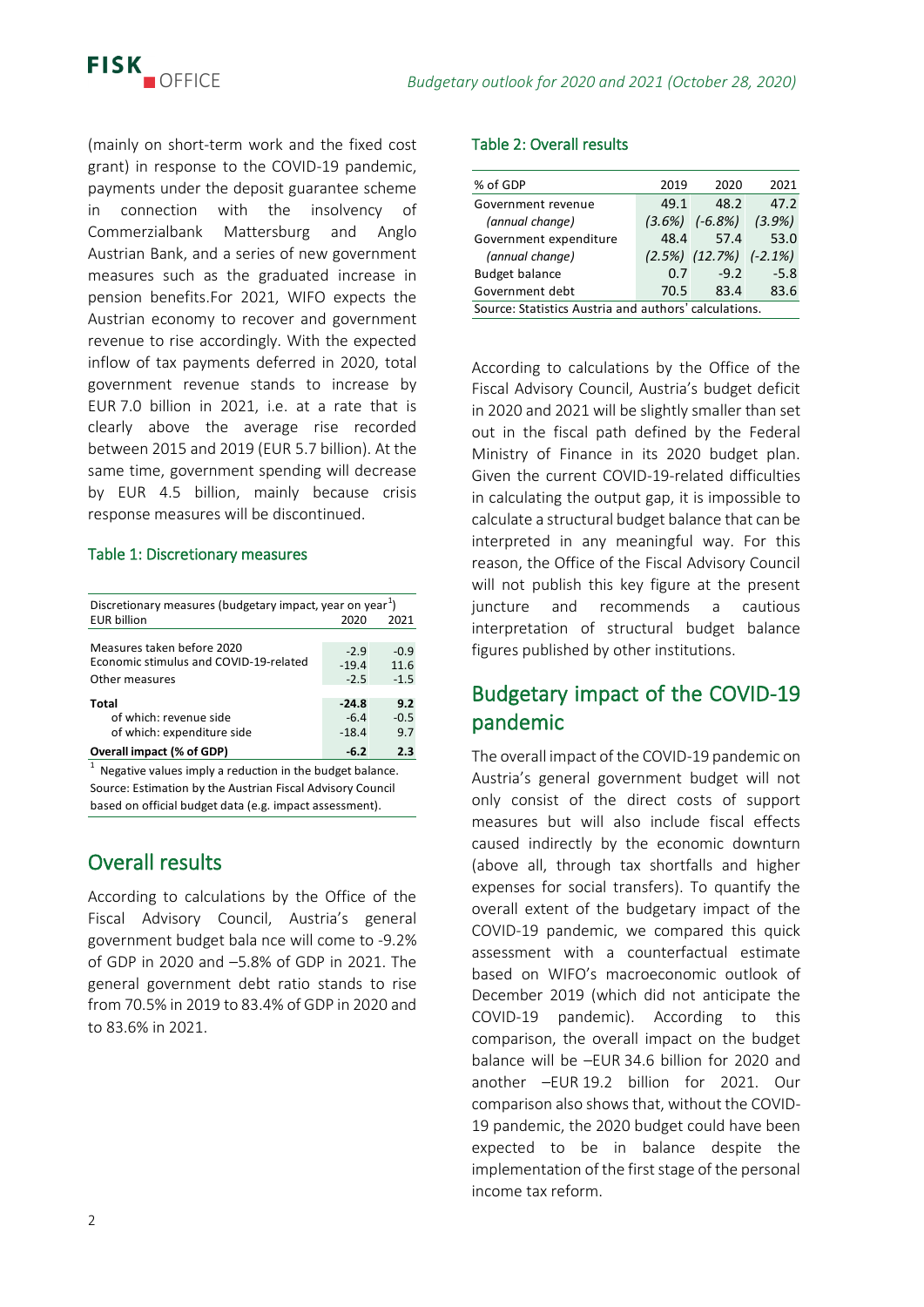(mainly on short-term work and the fixed cost grant) in response to the COVID-19 pandemic, payments under the deposit guarantee scheme in connection with the insolvency of Commerzialbank Mattersburg and Anglo Austrian Bank, and a series of new government measures such as the graduated increase in pension benefits.For 2021, WIFO expects the Austrian economy to recover and government revenue to rise accordingly. With the expected inflow of tax payments deferred in 2020, total government revenue stands to increase by EUR 7.0 billion in 2021, i.e. at a rate that is clearly above the average rise recorded between 2015 and 2019 (EUR 5.7 billion). At the same time, government spending will decrease by EUR 4.5 billion, mainly because crisis response measures will be discontinued.

### Table 1: Discretionary measures

| Discretionary measures (budgetary impact, year on year[1]) EUR billion | 2020 | 2021 |
|---|---|---|
| Measures taken before 2020 | -2.9 | -0.9 |
| Economic stimulus and COVID-19-related | -19.4 | 11.6 |
| Other measures | -2.5 | -1.5 |
| **Total** | **-24.8** | **9.2** |
| of which: revenue side | -6.4 | -0.5 |
| of which: expenditure side | -18.4 | 9.7 |
| **Overall impact (% of GDP)** | **-6.2** | **2.3** |

[1] Negative values imply a reduction in the budget balance.
Source: Estimation by the Austrian Fiscal Advisory Council based on official budget data (e.g. impact assessment).

## Overall results

According to calculations by the Office of the Fiscal Advisory Council, Austria's general government budget bala nce will come to -9.2% of GDP in 2020 and –5.8% of GDP in 2021. The general government debt ratio stands to rise from 70.5% in 2019 to 83.4% of GDP in 2020 and to 83.6% in 2021.

### Table 2: Overall results

| % of GDP | 2019 | 2020 | 2021 |
|---|---|---|---|
| Government revenue | 49.1 | 48.2 | 47.2 |
| *(annual change)* | *(3.6%)* | *(-6.8%)* | *(3.9%)* |
| Government expenditure | 48.4 | 57.4 | 53.0 |
| *(annual change)* | *(2.5%)* | *(12.7%)* | *(-2.1%)* |
| Budget balance | 0.7 | -9.2 | -5.8 |
| Government debt | 70.5 | 83.4 | 83.6 |

Source: Statistics Austria and authors' calculations.

According to calculations by the Office of the Fiscal Advisory Council, Austria's budget deficit in 2020 and 2021 will be slightly smaller than set out in the fiscal path defined by the Federal Ministry of Finance in its 2020 budget plan. Given the current COVID-19-related difficulties in calculating the output gap, it is impossible to calculate a structural budget balance that can be interpreted in any meaningful way. For this reason, the Office of the Fiscal Advisory Council will not publish this key figure at the present juncture and recommends a cautious interpretation of structural budget balance figures published by other institutions.

## Budgetary impact of the COVID-19 pandemic

The overall impact of the COVID-19 pandemic on Austria's general government budget will not only consist of the direct costs of support measures but will also include fiscal effects caused indirectly by the economic downturn (above all, through tax shortfalls and higher expenses for social transfers). To quantify the overall extent of the budgetary impact of the COVID-19 pandemic, we compared this quick assessment with a counterfactual estimate based on WIFO's macroeconomic outlook of December 2019 (which did not anticipate the COVID-19 pandemic). According to this comparison, the overall impact on the budget balance will be –EUR 34.6 billion for 2020 and another –EUR 19.2 billion for 2021. Our comparison also shows that, without the COVID-19 pandemic, the 2020 budget could have been expected to be in balance despite the implementation of the first stage of the personal income tax reform.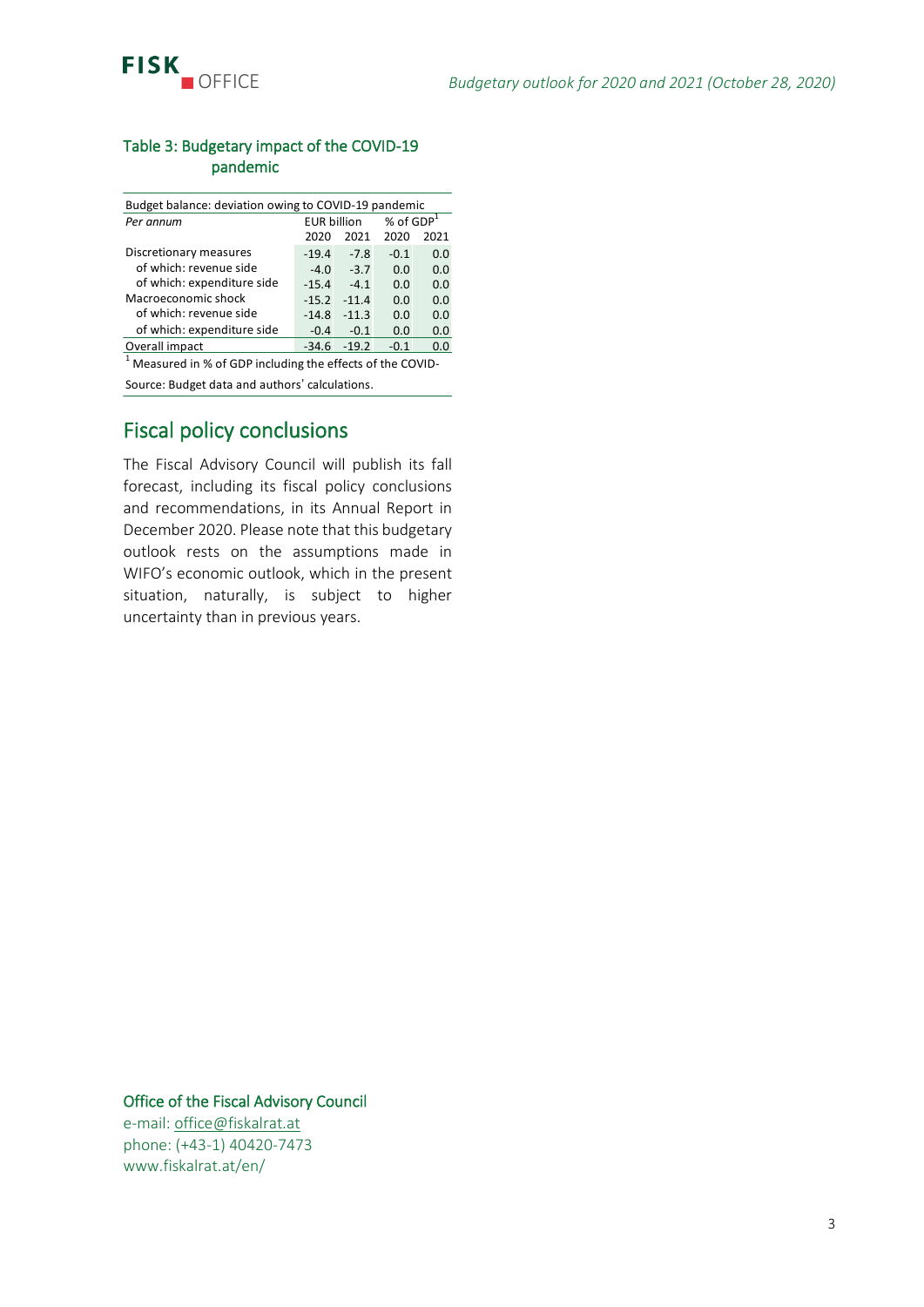### Table 3: Budgetary impact of the COVID-19 pandemic

| Budget balance: deviation owing to COVID-19 pandemic | | | | |
|---|---|---|---|---|
| *Per annum* | EUR billion | | % of GDP[1] | |
| | 2020 | 2021 | 2020 | 2021 |
| Discretionary measures | -19.4 | -7.8 | -0.1 | 0.0 |
| of which: revenue side | -4.0 | -3.7 | 0.0 | 0.0 |
| of which: expenditure side | -15.4 | -4.1 | 0.0 | 0.0 |
| Macroeconomic shock | -15.2 | -11.4 | 0.0 | 0.0 |
| of which: revenue side | -14.8 | -11.3 | 0.0 | 0.0 |
| of which: expenditure side | -0.4 | -0.1 | 0.0 | 0.0 |
| Overall impact | -34.6 | -19.2 | -0.1 | 0.0 |

[1] Measured in % of GDP including the effects of the COVID-

Source: Budget data and authors' calculations.

## Fiscal policy conclusions

The Fiscal Advisory Council will publish its fall forecast, including its fiscal policy conclusions and recommendations, in its Annual Report in December 2020. Please note that this budgetary outlook rests on the assumptions made in WIFO's economic outlook, which in the present situation, naturally, is subject to higher uncertainty than in previous years.

Office of the Fiscal Advisory Council
e-mail: office@fiskalrat.at
phone: (+43-1) 40420-7473
www.fiskalrat.at/en/